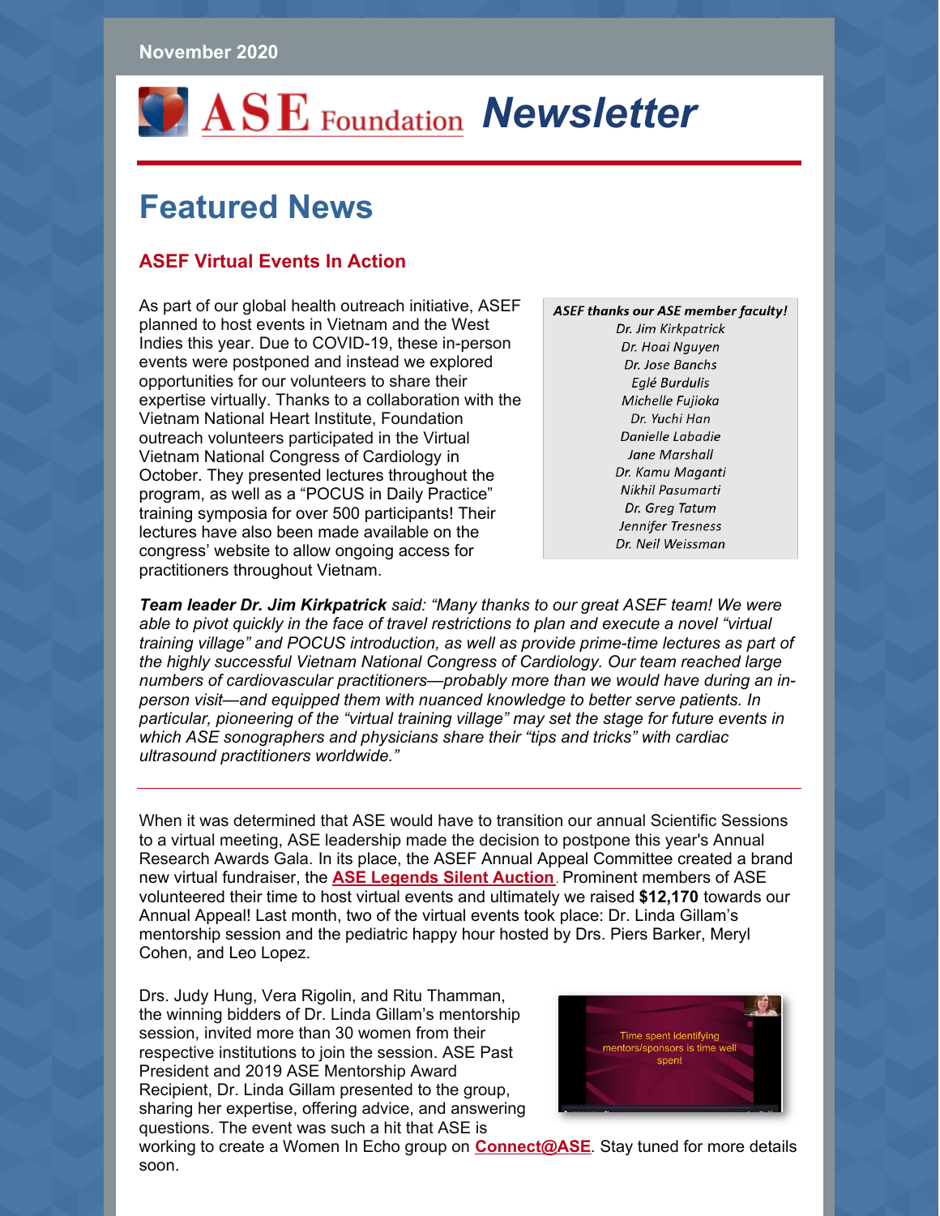November 2020

# ASE Foundation Newsletter

## Featured News

### ASEF Virtual Events In Action

As part of our global health outreach initiative, ASEF planned to host events in Vietnam and the West Indies this year. Due to COVID-19, these in-person events were postponed and instead we explored opportunities for our volunteers to share their expertise virtually. Thanks to a collaboration with the Vietnam National Heart Institute, Foundation outreach volunteers participated in the Virtual Vietnam National Congress of Cardiology in October. They presented lectures throughout the program, as well as a "POCUS in Daily Practice" training symposia for over 500 participants! Their lectures have also been made available on the congress' website to allow ongoing access for practitioners throughout Vietnam.

***ASEF thanks our ASE member faculty!***
*Dr. Jim Kirkpatrick*
*Dr. Hoai Nguyen*
*Dr. Jose Banchs*
*Eglé Burdulis*
*Michelle Fujioka*
*Dr. Yuchi Han*
*Danielle Labadie*
*Jane Marshall*
*Dr. Kamu Maganti*
*Nikhil Pasumarti*
*Dr. Greg Tatum*
*Jennifer Tresness*
*Dr. Neil Weissman*

***Team leader Dr. Jim Kirkpatrick*** *said: "Many thanks to our great ASEF team! We were able to pivot quickly in the face of travel restrictions to plan and execute a novel "virtual training village" and POCUS introduction, as well as provide prime-time lectures as part of the highly successful Vietnam National Congress of Cardiology. Our team reached large numbers of cardiovascular practitioners—probably more than we would have during an in-person visit—and equipped them with nuanced knowledge to better serve patients. In particular, pioneering of the "virtual training village" may set the stage for future events in which ASE sonographers and physicians share their "tips and tricks" with cardiac ultrasound practitioners worldwide."*

---

When it was determined that ASE would have to transition our annual Scientific Sessions to a virtual meeting, ASE leadership made the decision to postpone this year's Annual Research Awards Gala. In its place, the ASEF Annual Appeal Committee created a brand new virtual fundraiser, the **ASE Legends Silent Auction**. Prominent members of ASE volunteered their time to host virtual events and ultimately we raised **$12,170** towards our Annual Appeal! Last month, two of the virtual events took place: Dr. Linda Gillam's mentorship session and the pediatric happy hour hosted by Drs. Piers Barker, Meryl Cohen, and Leo Lopez.

Drs. Judy Hung, Vera Rigolin, and Ritu Thamman, the winning bidders of Dr. Linda Gillam's mentorship session, invited more than 30 women from their respective institutions to join the session. ASE Past President and 2019 ASE Mentorship Award Recipient, Dr. Linda Gillam presented to the group, sharing her expertise, offering advice, and answering questions. The event was such a hit that ASE is working to create a Women In Echo group on **Connect@ASE**. Stay tuned for more details soon.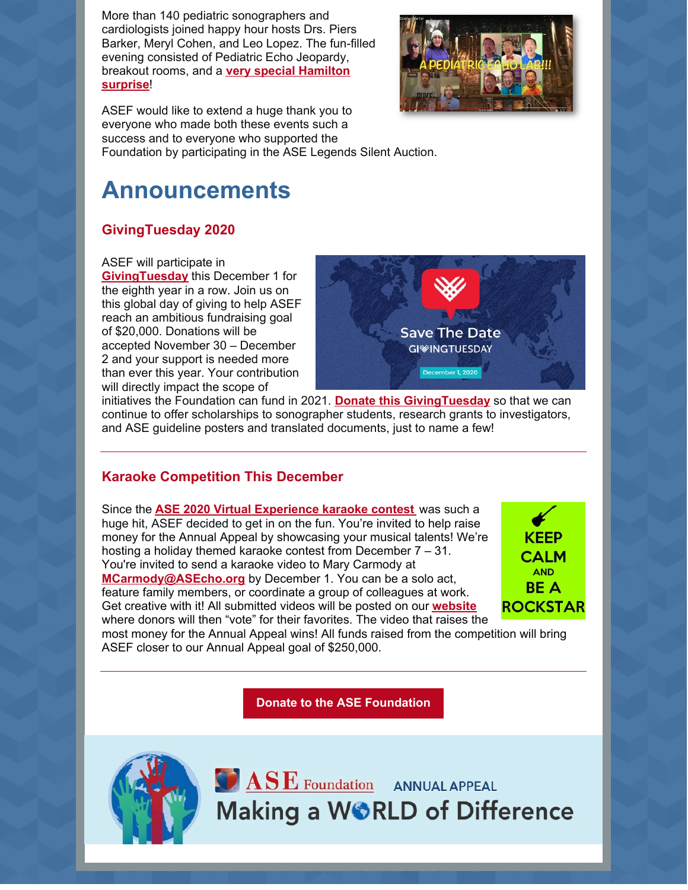More than 140 pediatric sonographers and cardiologists joined happy hour hosts Drs. Piers Barker, Meryl Cohen, and Leo Lopez. The fun-filled evening consisted of Pediatric Echo Jeopardy, breakout rooms, and a **very special Hamilton surprise**!

ASEF would like to extend a huge thank you to everyone who made both these events such a success and to everyone who supported the Foundation by participating in the ASE Legends Silent Auction.

# Announcements

## GivingTuesday 2020

ASEF will participate in **GivingTuesday** this December 1 for the eighth year in a row. Join us on this global day of giving to help ASEF reach an ambitious fundraising goal of $20,000. Donations will be accepted November 30 – December 2 and your support is needed more than ever this year. Your contribution will directly impact the scope of initiatives the Foundation can fund in 2021. **Donate this GivingTuesday** so that we can continue to offer scholarships to sonographer students, research grants to investigators, and ASE guideline posters and translated documents, just to name a few!

---

## Karaoke Competition This December

Since the **ASE 2020 Virtual Experience karaoke contest** was such a huge hit, ASEF decided to get in on the fun. You're invited to help raise money for the Annual Appeal by showcasing your musical talents! We're hosting a holiday themed karaoke contest from December 7 – 31. You're invited to send a karaoke video to Mary Carmody at **MCarmody@ASEcho.org** by December 1. You can be a solo act, feature family members, or coordinate a group of colleagues at work. Get creative with it! All submitted videos will be posted on our **website** where donors will then "vote" for their favorites. The video that raises the most money for the Annual Appeal wins! All funds raised from the competition will bring ASEF closer to our Annual Appeal goal of $250,000.

---

**Donate to the ASE Foundation**

ASE Foundation ANNUAL APPEAL

Making a WORLD of Difference